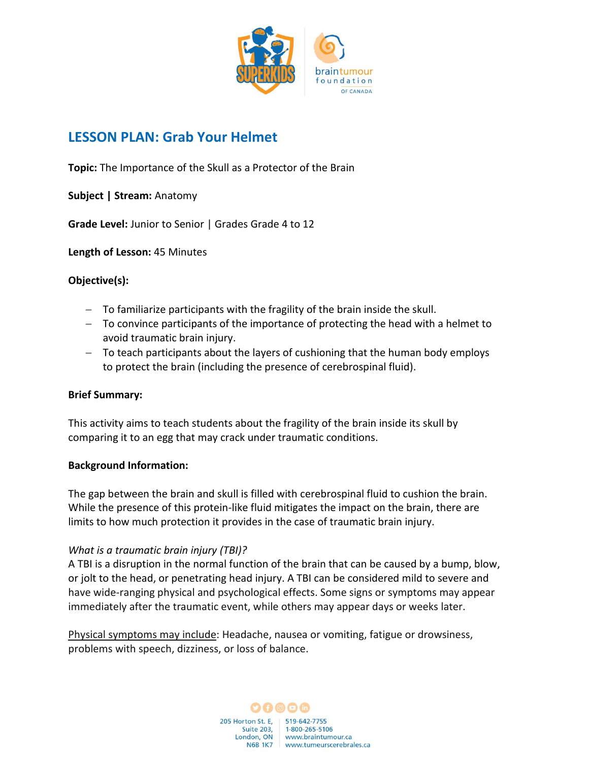# LESSON PLAN: Grab Your Helmet

**Topic:** The Importance of the Skull as a Protector of the Brain

**Subject | Stream:** Anatomy

**Grade Level:** Junior to Senior | Grades Grade 4 to 12

**Length of Lesson:** 45 Minutes

**Objective(s):**

- To familiarize participants with the fragility of the brain inside the skull.
- To convince participants of the importance of protecting the head with a helmet to avoid traumatic brain injury.
- To teach participants about the layers of cushioning that the human body employs to protect the brain (including the presence of cerebrospinal fluid).

**Brief Summary:**

This activity aims to teach students about the fragility of the brain inside its skull by comparing it to an egg that may crack under traumatic conditions.

**Background Information:**

The gap between the brain and skull is filled with cerebrospinal fluid to cushion the brain. While the presence of this protein-like fluid mitigates the impact on the brain, there are limits to how much protection it provides in the case of traumatic brain injury.

*What is a traumatic brain injury (TBI)?*
A TBI is a disruption in the normal function of the brain that can be caused by a bump, blow, or jolt to the head, or penetrating head injury. A TBI can be considered mild to severe and have wide-ranging physical and psychological effects. Some signs or symptoms may appear immediately after the traumatic event, while others may appear days or weeks later.

Physical symptoms may include: Headache, nausea or vomiting, fatigue or drowsiness, problems with speech, dizziness, or loss of balance.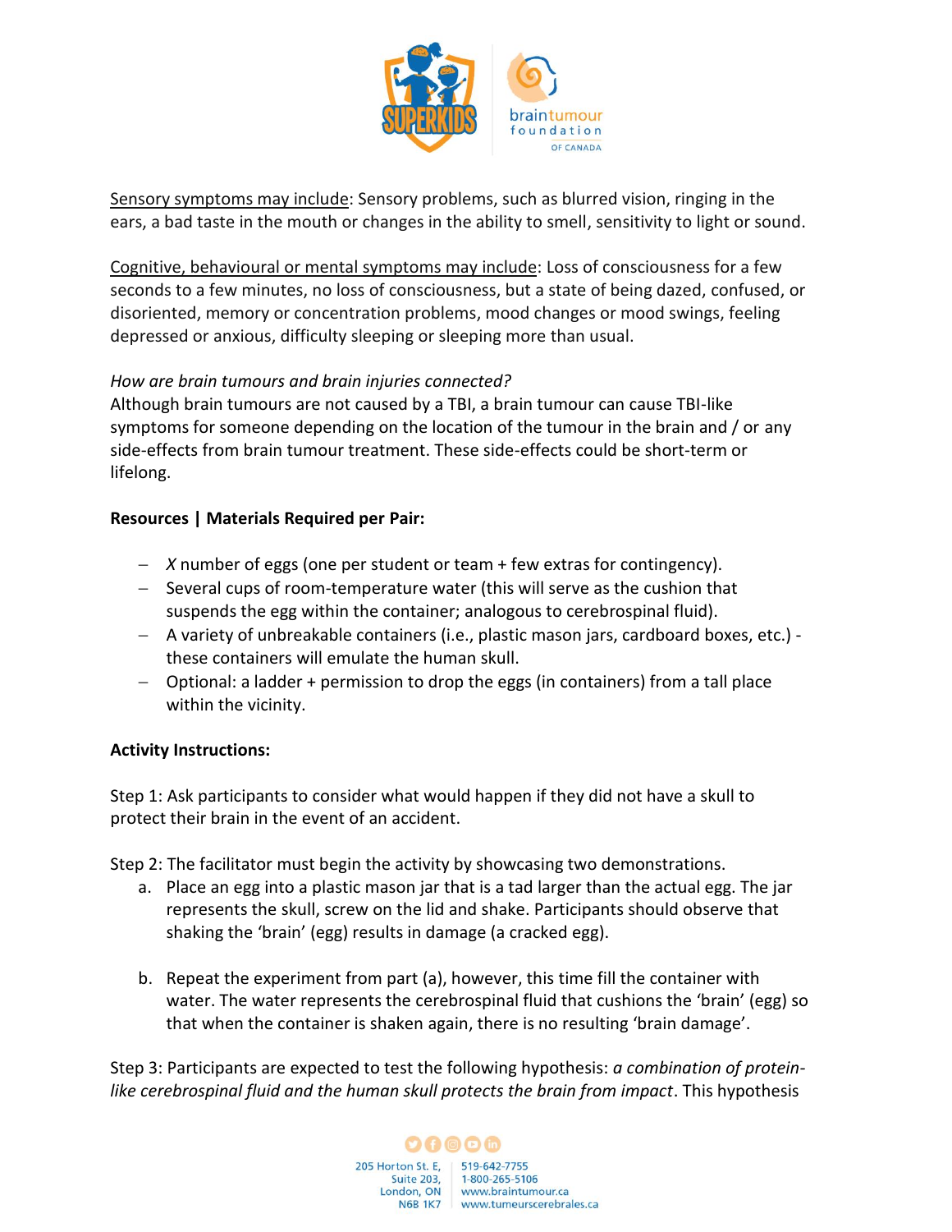<u>Sensory symptoms may include</u>: Sensory problems, such as blurred vision, ringing in the ears, a bad taste in the mouth or changes in the ability to smell, sensitivity to light or sound.

<u>Cognitive, behavioural or mental symptoms may include</u>: Loss of consciousness for a few seconds to a few minutes, no loss of consciousness, but a state of being dazed, confused, or disoriented, memory or concentration problems, mood changes or mood swings, feeling depressed or anxious, difficulty sleeping or sleeping more than usual.

*How are brain tumours and brain injuries connected?*
Although brain tumours are not caused by a TBI, a brain tumour can cause TBI-like symptoms for someone depending on the location of the tumour in the brain and / or any side-effects from brain tumour treatment. These side-effects could be short-term or lifelong.

**Resources | Materials Required per Pair:**

- *X* number of eggs (one per student or team + few extras for contingency).
- Several cups of room-temperature water (this will serve as the cushion that suspends the egg within the container; analogous to cerebrospinal fluid).
- A variety of unbreakable containers (i.e., plastic mason jars, cardboard boxes, etc.) - these containers will emulate the human skull.
- Optional: a ladder + permission to drop the eggs (in containers) from a tall place within the vicinity.

**Activity Instructions:**

Step 1: Ask participants to consider what would happen if they did not have a skull to protect their brain in the event of an accident.

Step 2: The facilitator must begin the activity by showcasing two demonstrations.

a. Place an egg into a plastic mason jar that is a tad larger than the actual egg. The jar represents the skull, screw on the lid and shake. Participants should observe that shaking the 'brain' (egg) results in damage (a cracked egg).

b. Repeat the experiment from part (a), however, this time fill the container with water. The water represents the cerebrospinal fluid that cushions the 'brain' (egg) so that when the container is shaken again, there is no resulting 'brain damage'.

Step 3: Participants are expected to test the following hypothesis: *a combination of protein-like cerebrospinal fluid and the human skull protects the brain from impact*. This hypothesis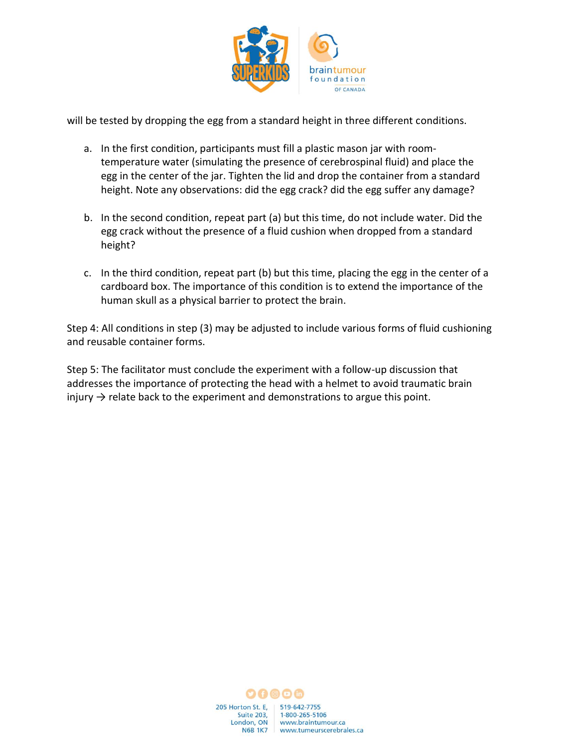will be tested by dropping the egg from a standard height in three different conditions.

a. In the first condition, participants must fill a plastic mason jar with room-temperature water (simulating the presence of cerebrospinal fluid) and place the egg in the center of the jar. Tighten the lid and drop the container from a standard height. Note any observations: did the egg crack? did the egg suffer any damage?

b. In the second condition, repeat part (a) but this time, do not include water. Did the egg crack without the presence of a fluid cushion when dropped from a standard height?

c. In the third condition, repeat part (b) but this time, placing the egg in the center of a cardboard box. The importance of this condition is to extend the importance of the human skull as a physical barrier to protect the brain.

Step 4: All conditions in step (3) may be adjusted to include various forms of fluid cushioning and reusable container forms.

Step 5: The facilitator must conclude the experiment with a follow-up discussion that addresses the importance of protecting the head with a helmet to avoid traumatic brain injury → relate back to the experiment and demonstrations to argue this point.